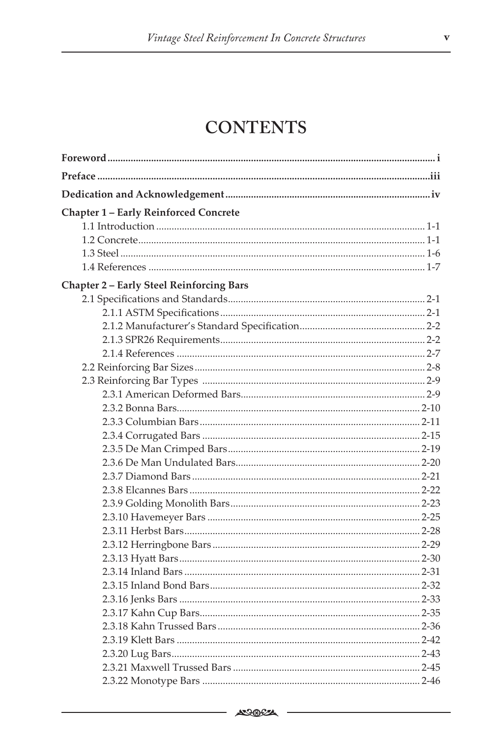# CONTENTS

| | |
|---|---|
| **Foreword** | **i** |
| **Preface** | **iii** |
| **Dedication and Acknowledgement** | **iv** |
| **Chapter 1 – Early Reinforced Concrete** | |
| 1.1 Introduction | 1-1 |
| 1.2 Concrete | 1-1 |
| 1.3 Steel | 1-6 |
| 1.4 References | 1-7 |
| **Chapter 2 – Early Steel Reinforcing Bars** | |
| 2.1 Specifications and Standards | 2-1 |
| 2.1.1 ASTM Specifications | 2-1 |
| 2.1.2 Manufacturer's Standard Specification | 2-2 |
| 2.1.3 SPR26 Requirements | 2-2 |
| 2.1.4 References | 2-7 |
| 2.2 Reinforcing Bar Sizes | 2-8 |
| 2.3 Reinforcing Bar Types | 2-9 |
| 2.3.1 American Deformed Bars | 2-9 |
| 2.3.2 Bonna Bars | 2-10 |
| 2.3.3 Columbian Bars | 2-11 |
| 2.3.4 Corrugated Bars | 2-15 |
| 2.3.5 De Man Crimped Bars | 2-19 |
| 2.3.6 De Man Undulated Bars | 2-20 |
| 2.3.7 Diamond Bars | 2-21 |
| 2.3.8 Elcannes Bars | 2-22 |
| 2.3.9 Golding Monolith Bars | 2-23 |
| 2.3.10 Havemeyer Bars | 2-25 |
| 2.3.11 Herbst Bars | 2-28 |
| 2.3.12 Herringbone Bars | 2-29 |
| 2.3.13 Hyatt Bars | 2-30 |
| 2.3.14 Inland Bars | 2-31 |
| 2.3.15 Inland Bond Bars | 2-32 |
| 2.3.16 Jenks Bars | 2-33 |
| 2.3.17 Kahn Cup Bars | 2-35 |
| 2.3.18 Kahn Trussed Bars | 2-36 |
| 2.3.19 Klett Bars | 2-42 |
| 2.3.20 Lug Bars | 2-43 |
| 2.3.21 Maxwell Trussed Bars | 2-45 |
| 2.3.22 Monotype Bars | 2-46 |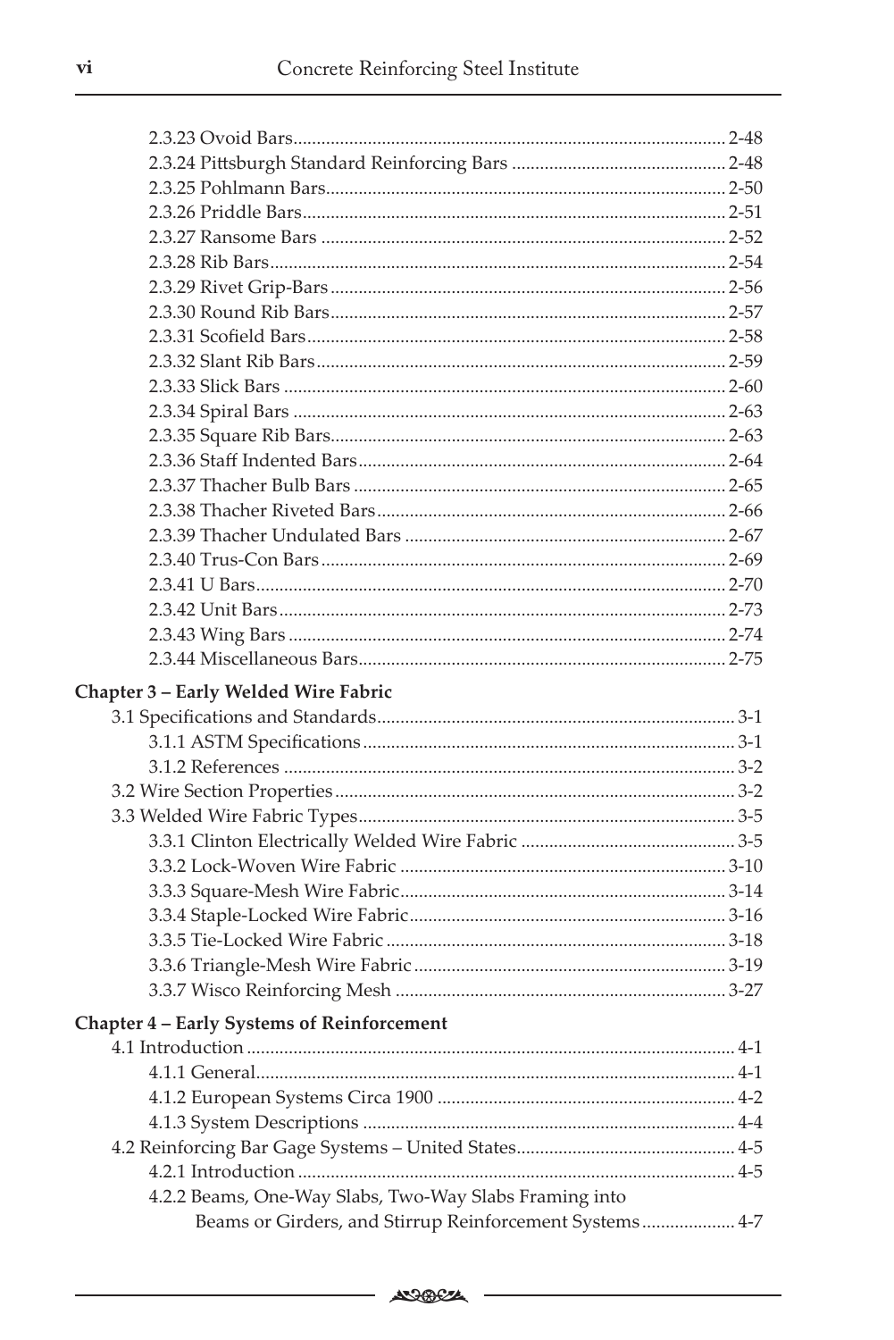2.3.23 Ovoid Bars ... 2-48
2.3.24 Pittsburgh Standard Reinforcing Bars ... 2-48
2.3.25 Pohlmann Bars ... 2-50
2.3.26 Priddle Bars ... 2-51
2.3.27 Ransome Bars ... 2-52
2.3.28 Rib Bars ... 2-54
2.3.29 Rivet Grip-Bars ... 2-56
2.3.30 Round Rib Bars ... 2-57
2.3.31 Scofield Bars ... 2-58
2.3.32 Slant Rib Bars ... 2-59
2.3.33 Slick Bars ... 2-60
2.3.34 Spiral Bars ... 2-63
2.3.35 Square Rib Bars ... 2-63
2.3.36 Staff Indented Bars ... 2-64
2.3.37 Thacher Bulb Bars ... 2-65
2.3.38 Thacher Riveted Bars ... 2-66
2.3.39 Thacher Undulated Bars ... 2-67
2.3.40 Trus-Con Bars ... 2-69
2.3.41 U Bars ... 2-70
2.3.42 Unit Bars ... 2-73
2.3.43 Wing Bars ... 2-74
2.3.44 Miscellaneous Bars ... 2-75

**Chapter 3 – Early Welded Wire Fabric**

3.1 Specifications and Standards ... 3-1
3.1.1 ASTM Specifications ... 3-1
3.1.2 References ... 3-2
3.2 Wire Section Properties ... 3-2
3.3 Welded Wire Fabric Types ... 3-5
3.3.1 Clinton Electrically Welded Wire Fabric ... 3-5
3.3.2 Lock-Woven Wire Fabric ... 3-10
3.3.3 Square-Mesh Wire Fabric ... 3-14
3.3.4 Staple-Locked Wire Fabric ... 3-16
3.3.5 Tie-Locked Wire Fabric ... 3-18
3.3.6 Triangle-Mesh Wire Fabric ... 3-19
3.3.7 Wisco Reinforcing Mesh ... 3-27

**Chapter 4 – Early Systems of Reinforcement**

4.1 Introduction ... 4-1
4.1.1 General ... 4-1
4.1.2 European Systems Circa 1900 ... 4-2
4.1.3 System Descriptions ... 4-4
4.2 Reinforcing Bar Gage Systems – United States ... 4-5
4.2.1 Introduction ... 4-5
4.2.2 Beams, One-Way Slabs, Two-Way Slabs Framing into Beams or Girders, and Stirrup Reinforcement Systems ... 4-7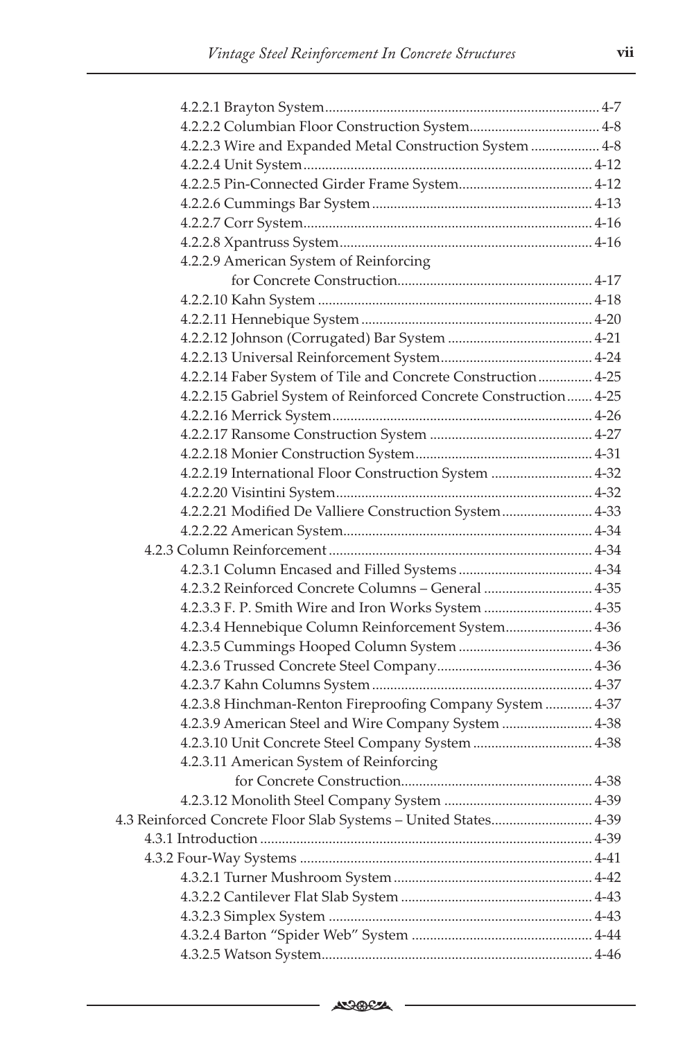4.2.2.1 Brayton System ........................................................................ 4-7
4.2.2.2 Columbian Floor Construction System.................................... 4-8
4.2.2.3 Wire and Expanded Metal Construction System ................... 4-8
4.2.2.4 Unit System................................................................................ 4-12
4.2.2.5 Pin-Connected Girder Frame System..................................... 4-12
4.2.2.6 Cummings Bar System ............................................................ 4-13
4.2.2.7 Corr System................................................................................ 4-16
4.2.2.8 Xpantruss System..................................................................... 4-16
4.2.2.9 American System of Reinforcing
for Concrete Construction...................................................... 4-17
4.2.2.10 Kahn System ........................................................................... 4-18
4.2.2.11 Hennebique System ............................................................... 4-20
4.2.2.12 Johnson (Corrugated) Bar System ........................................ 4-21
4.2.2.13 Universal Reinforcement System.......................................... 4-24
4.2.2.14 Faber System of Tile and Concrete Construction............... 4-25
4.2.2.15 Gabriel System of Reinforced Concrete Construction....... 4-25
4.2.2.16 Merrick System....................................................................... 4-26
4.2.2.17 Ransome Construction System ............................................ 4-27
4.2.2.18 Monier Construction System................................................ 4-31
4.2.2.19 International Floor Construction System ........................... 4-32
4.2.2.20 Visintini System...................................................................... 4-32
4.2.2.21 Modified De Valliere Construction System......................... 4-33
4.2.2.22 American System.................................................................... 4-34
4.2.3 Column Reinforcement ......................................................................... 4-34
4.2.3.1 Column Encased and Filled Systems ..................................... 4-34
4.2.3.2 Reinforced Concrete Columns – General .............................. 4-35
4.2.3.3 F. P. Smith Wire and Iron Works System .............................. 4-35
4.2.3.4 Hennebique Column Reinforcement System........................ 4-36
4.2.3.5 Cummings Hooped Column System ..................................... 4-36
4.2.3.6 Trussed Concrete Steel Company........................................... 4-36
4.2.3.7 Kahn Columns System ............................................................ 4-37
4.2.3.8 Hinchman-Renton Fireproofing Company System ............. 4-37
4.2.3.9 American Steel and Wire Company System ......................... 4-38
4.2.3.10 Unit Concrete Steel Company System ................................. 4-38
4.2.3.11 American System of Reinforcing
for Concrete Construction..................................................... 4-38
4.2.3.12 Monolith Steel Company System ......................................... 4-39
4.3 Reinforced Concrete Floor Slab Systems – United States............................ 4-39
4.3.1 Introduction ............................................................................................ 4-39
4.3.2 Four-Way Systems ................................................................................. 4-41
4.3.2.1 Turner Mushroom System....................................................... 4-42
4.3.2.2 Cantilever Flat Slab System ..................................................... 4-43
4.3.2.3 Simplex System ......................................................................... 4-43
4.3.2.4 Barton "Spider Web" System .................................................. 4-44
4.3.2.5 Watson System........................................................................... 4-46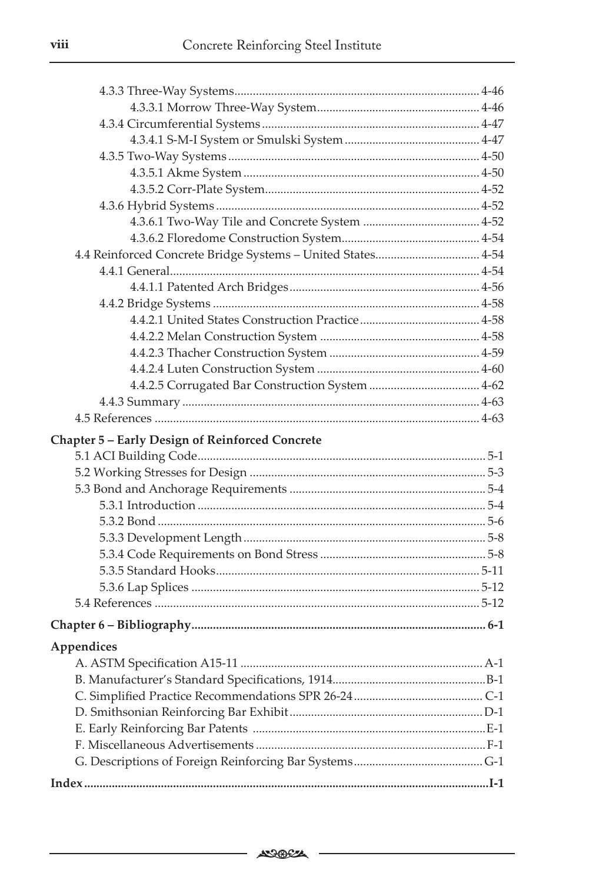- 4.3.3 Three-Way Systems ... 4-46
  - 4.3.3.1 Morrow Three-Way System ... 4-46
- 4.3.4 Circumferential Systems ... 4-47
  - 4.3.4.1 S-M-I System or Smulski System ... 4-47
- 4.3.5 Two-Way Systems ... 4-50
  - 4.3.5.1 Akme System ... 4-50
  - 4.3.5.2 Corr-Plate System ... 4-52
- 4.3.6 Hybrid Systems ... 4-52
  - 4.3.6.1 Two-Way Tile and Concrete System ... 4-52
  - 4.3.6.2 Floredome Construction System ... 4-54

4.4 Reinforced Concrete Bridge Systems – United States ... 4-54

- 4.4.1 General ... 4-54
  - 4.4.1.1 Patented Arch Bridges ... 4-56
- 4.4.2 Bridge Systems ... 4-58
  - 4.4.2.1 United States Construction Practice ... 4-58
  - 4.4.2.2 Melan Construction System ... 4-58
  - 4.4.2.3 Thacher Construction System ... 4-59
  - 4.4.2.4 Luten Construction System ... 4-60
  - 4.4.2.5 Corrugated Bar Construction System ... 4-62
- 4.4.3 Summary ... 4-63

4.5 References ... 4-63

**Chapter 5 – Early Design of Reinforced Concrete**

5.1 ACI Building Code ... 5-1

5.2 Working Stresses for Design ... 5-3

5.3 Bond and Anchorage Requirements ... 5-4

- 5.3.1 Introduction ... 5-4
- 5.3.2 Bond ... 5-6
- 5.3.3 Development Length ... 5-8
- 5.3.4 Code Requirements on Bond Stress ... 5-8
- 5.3.5 Standard Hooks ... 5-11
- 5.3.6 Lap Splices ... 5-12

5.4 References ... 5-12

**Chapter 6 – Bibliography ... 6-1**

**Appendices**

A. ASTM Specification A15-11 ... A-1

B. Manufacturer's Standard Specifications, 1914 ... B-1

C. Simplified Practice Recommendations SPR 26-24 ... C-1

D. Smithsonian Reinforcing Bar Exhibit ... D-1

E. Early Reinforcing Bar Patents ... E-1

F. Miscellaneous Advertisements ... F-1

G. Descriptions of Foreign Reinforcing Bar Systems ... G-1

**Index ... I-1**